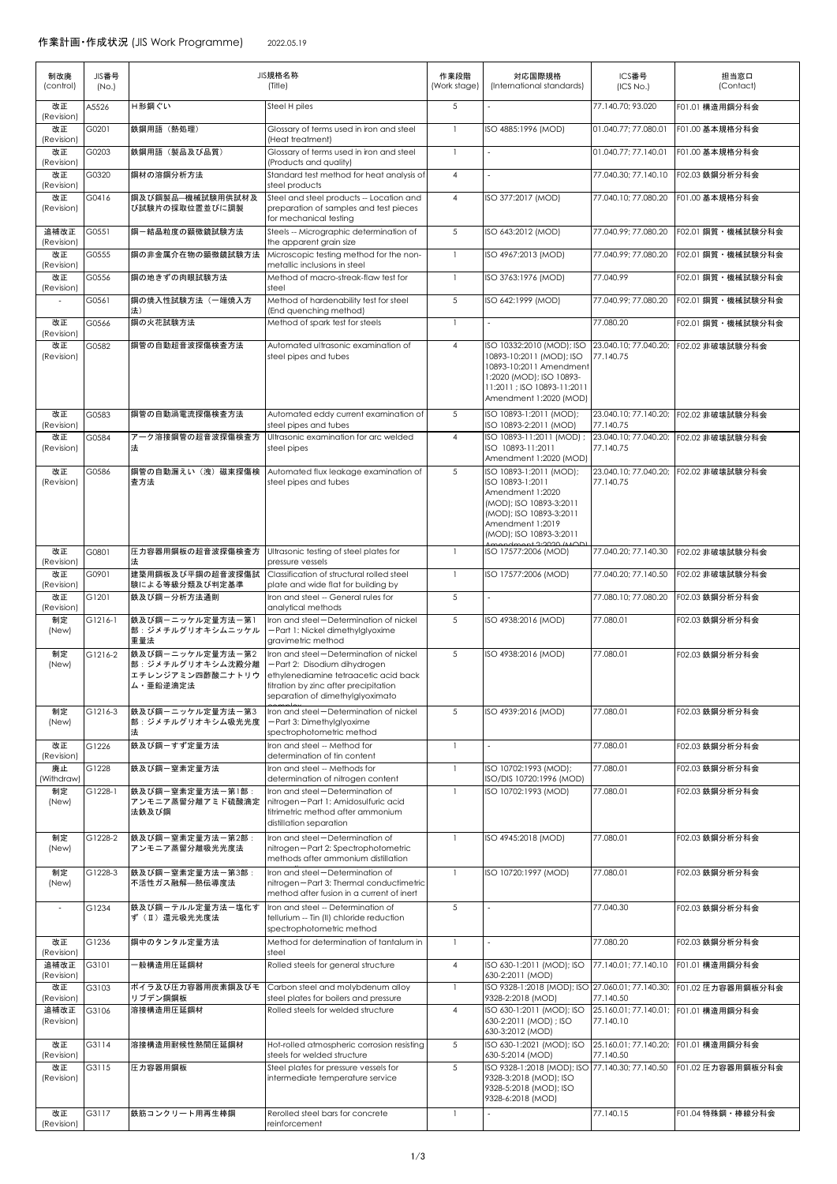# 作業計画・作成状況 (JIS Work Programme)

2022.05.19

| 制改廃 (control) | JIS番号 (No.) | JIS規格名称 (Title) | | 作業段階 (Work stage) | 対応国際規格 (International standards) | ICS番号 (ICS No.) | 担当窓口 (Contact) |
|---|---|---|---|---|---|---|---|
| 改正 (Revision) | A5526 | H形鋼ぐい | Steel H piles | 5 | - | 77.140.70; 93.020 | F01.01 構造用鋼分科会 |
| 改正 (Revision) | G0201 | 鉄鋼用語（熱処理） | Glossary of terms used in iron and steel (Heat treatment) | 1 | ISO 4885:1996 (MOD) | 01.040.77; 77.080.01 | F01.00 基本規格分科会 |
| 改正 (Revision) | G0203 | 鉄鋼用語（製品及び品質） | Glossary of terms used in iron and steel (Products and quality) | 1 | - | 01.040.77; 77.140.01 | F01.00 基本規格分科会 |
| 改正 (Revision) | G0320 | 鋼材の溶鋼分析方法 | Standard test method for heat analysis of steel products | 4 | - | 77.040.30; 77.140.10 | F02.03 鉄鋼分析分科会 |
| 改正 (Revision) | G0416 | 鋼及び鋼製品―機械試験用供試材及び試験片の採取位置並びに調製 | Steel and steel products -- Location and preparation of samples and test pieces for mechanical testing | 4 | ISO 377:2017 (MOD) | 77.040.10; 77.080.20 | F01.00 基本規格分科会 |
| 追補改正 (Revision) | G0551 | 鋼－結晶粒度の顕微鏡試験方法 | Steels -- Micrographic determination of the apparent grain size | 5 | ISO 643:2012 (MOD) | 77.040.99; 77.080.20 | F02.01 鋼質・機械試験分科会 |
| 改正 (Revision) | G0555 | 鋼の非金属介在物の顕微鏡試験方法 | Microscopic testing method for the non-metallic inclusions in steel | 1 | ISO 4967:2013 (MOD) | 77.040.99; 77.080.20 | F02.01 鋼質・機械試験分科会 |
| 改正 (Revision) | G0556 | 鋼の地きずの肉眼試験方法 | Method of macro-streak-flaw test for steel | 1 | ISO 3763:1976 (MOD) | 77.040.99 | F02.01 鋼質・機械試験分科会 |
| - | G0561 | 鋼の焼入性試験方法（一端焼入方法） | Method of hardenability test for steel (End quenching method) | 5 | ISO 642:1999 (MOD) | 77.040.99; 77.080.20 | F02.01 鋼質・機械試験分科会 |
| 改正 (Revision) | G0566 | 鋼の火花試験方法 | Method of spark test for steels | 1 | - | 77.080.20 | F02.01 鋼質・機械試験分科会 |
| 改正 (Revision) | G0582 | 鋼管の自動超音波探傷検査方法 | Automated ultrasonic examination of steel pipes and tubes | 4 | ISO 10332:2010 (MOD); ISO 10893-10:2011 (MOD); ISO 10893-10:2011 Amendment 1:2020 (MOD); ISO 10893-11:2011 ; ISO 10893-11:2011 Amendment 1:2020 (MOD) | 23.040.10; 77.040.20; 77.140.75 | F02.02 非破壊試験分科会 |
| 改正 (Revision) | G0583 | 鋼管の自動渦電流探傷検査方法 | Automated eddy current examination of steel pipes and tubes | 5 | ISO 10893-1:2011 (MOD); ISO 10893-2:2011 (MOD) | 23.040.10; 77.140.20; 77.140.75 | F02.02 非破壊試験分科会 |
| 改正 (Revision) | G0584 | アーク溶接鋼管の超音波探傷検査方法 | Ultrasonic examination for arc welded steel pipes | 4 | ISO 10893-11:2011 (MOD) ; ISO 10893-11:2011 Amendment 1:2020 (MOD) | 23.040.10; 77.040.20; 77.140.75 | F02.02 非破壊試験分科会 |
| 改正 (Revision) | G0586 | 鋼管の自動漏えい（洩）磁束探傷検査方法 | Automated flux leakage examination of steel pipes and tubes | 5 | ISO 10893-1:2011 (MOD); ISO 10893-1:2011 Amendment 1:2020 (MOD); ISO 10893-3:2011 (MOD); ISO 10893-3:2011 Amendment 1:2019 (MOD); ISO 10893-3:2011 Amendment 2:2020 (MOD) | 23.040.10; 77.040.20; 77.140.75 | F02.02 非破壊試験分科会 |
| 改正 (Revision) | G0801 | 圧力容器用鋼板の超音波探傷検査方法 | Ultrasonic testing of steel plates for pressure vessels | 1 | ISO 17577:2006 (MOD) | 77.040.20; 77.140.30 | F02.02 非破壊試験分科会 |
| 改正 (Revision) | G0901 | 建築用鋼板及び平鋼の超音波探傷試験による等級分類及び判定基準 | Classification of structural rolled steel plate and wide flat for building by | 1 | ISO 17577:2006 (MOD) | 77.040.20; 77.140.50 | F02.02 非破壊試験分科会 |
| 改正 (Revision) | G1201 | 鉄及び鋼－分析方法通則 | Iron and steel -- General rules for analytical methods | 5 | - | 77.080.10; 77.080.20 | F02.03 鉄鋼分析分科会 |
| 制定 (New) | G1216-1 | 鉄及び鋼－ニッケル定量方法－第1部：ジメチルグリオキシムニッケル重量法 | Iron and steel—Determination of nickel —Part 1: Nickel dimethylglyoxime gravimetric method | 5 | ISO 4938:2016 (MOD) | 77.080.01 | F02.03 鉄鋼分析分科会 |
| 制定 (New) | G1216-2 | 鉄及び鋼－ニッケル定量方法－第2部：ジメチルグリオキシム沈殿分離エチレンジアミン四酢酸二ナトリウム・亜鉛逆滴定法 | Iron and steel—Determination of nickel —Part 2: Disodium dihydrogen ethylenediamine tetraacetic acid back titration by zinc after precipitation separation of dimethylglyoximato complex | 5 | ISO 4938:2016 (MOD) | 77.080.01 | F02.03 鉄鋼分析分科会 |
| 制定 (New) | G1216-3 | 鉄及び鋼－ニッケル定量方法－第3部：ジメチルグリオキシム吸光光度法 | Iron and steel—Determination of nickel —Part 3: Dimethylglyoxime spectrophotometric method | 5 | ISO 4939:2016 (MOD) | 77.080.01 | F02.03 鉄鋼分析分科会 |
| 改正 (Revision) | G1226 | 鉄及び鋼－すず定量方法 | Iron and steel -- Method for determination of tin content | 1 | - | 77.080.01 | F02.03 鉄鋼分析分科会 |
| 廃止 (Withdraw) | G1228 | 鉄及び鋼－窒素定量方法 | Iron and steel -- Methods for determination of nitrogen content | 1 | ISO 10702:1993 (MOD); ISO/DIS 10720:1996 (MOD) | 77.080.01 | F02.03 鉄鋼分析分科会 |
| 制定 (New) | G1228-1 | 鉄及び鋼－窒素定量方法－第1部：アンモニア蒸留分離アミド硫酸滴定法鉄及び鋼 | Iron and steel—Determination of nitrogen—Part 1: Amidosulfuric acid titrimetric method after ammonium distillation separation | 1 | ISO 10702:1993 (MOD) | 77.080.01 | F02.03 鉄鋼分析分科会 |
| 制定 (New) | G1228-2 | 鉄及び鋼－窒素定量方法－第2部：アンモニア蒸留分離吸光光度法 | Iron and steel—Determination of nitrogen—Part 2: Spectrophotometric methods after ammonium distillation | 1 | ISO 4945:2018 (MOD) | 77.080.01 | F02.03 鉄鋼分析分科会 |
| 制定 (New) | G1228-3 | 鉄及び鋼－窒素定量方法－第3部：不活性ガス融解－熱伝導度法 | Iron and steel—Determination of nitrogen—Part 3: Thermal conductimetric method after fusion in a current of inert | 1 | ISO 10720:1997 (MOD) | 77.080.01 | F02.03 鉄鋼分析分科会 |
| - | G1234 | 鉄及び鋼－テルル定量方法－塩化すず（II）還元吸光光度法 | Iron and steel -- Determination of tellurium -- Tin (II) chloride reduction spectrophotometric method | 5 | - | 77.040.30 | F02.03 鉄鋼分析分科会 |
| 改正 (Revision) | G1236 | 鋼中のタンタル定量方法 | Method for determination of tantalum in steel | 1 | - | 77.080.20 | F02.03 鉄鋼分析分科会 |
| 追補改正 (Revision) | G3101 | 一般構造用圧延鋼材 | Rolled steels for general structure | 4 | ISO 630-1:2011 (MOD); ISO 630-2:2011 (MOD) | 77.140.01; 77.140.10 | F01.01 構造用鋼分科会 |
| 改正 (Revision) | G3103 | ボイラ及び圧力容器用炭素鋼及びモリブデン鋼鋼板 | Carbon steel and molybdenum alloy steel plates for boilers and pressure | 1 | ISO 9328-1:2018 (MOD); ISO 9328-2:2018 (MOD) | 27.060.01; 77.140.30; 77.140.50 | F01.02 圧力容器用鋼板分科会 |
| 追補改正 (Revision) | G3106 | 溶接構造用圧延鋼材 | Rolled steels for welded structure | 4 | ISO 630-1:2011 (MOD); ISO 630-2:2011 (MOD) ; ISO 630-3:2012 (MOD) | 25.160.01; 77.140.01; 77.140.10 | F01.01 構造用鋼分科会 |
| 改正 (Revision) | G3114 | 溶接構造用耐候性熱間圧延鋼材 | Hot-rolled atmospheric corrosion resisting steels for welded structure | 5 | ISO 630-1:2021 (MOD); ISO 630-5:2014 (MOD) | 25.160.01; 77.140.20; 77.140.50 | F01.01 構造用鋼分科会 |
| 改正 (Revision) | G3115 | 圧力容器用鋼板 | Steel plates for pressure vessels for intermediate temperature service | 5 | ISO 9328-1:2018 (MOD); ISO 9328-3:2018 (MOD); ISO 9328-5:2018 (MOD); ISO 9328-6:2018 (MOD) | 77.140.30; 77.140.50 | F01.02 圧力容器用鋼板分科会 |
| 改正 (Revision) | G3117 | 鉄筋コンクリート用再生棒鋼 | Rerolled steel bars for concrete reinforcement | 1 | - | 77.140.15 | F01.04 特殊鋼・棒線分科会 |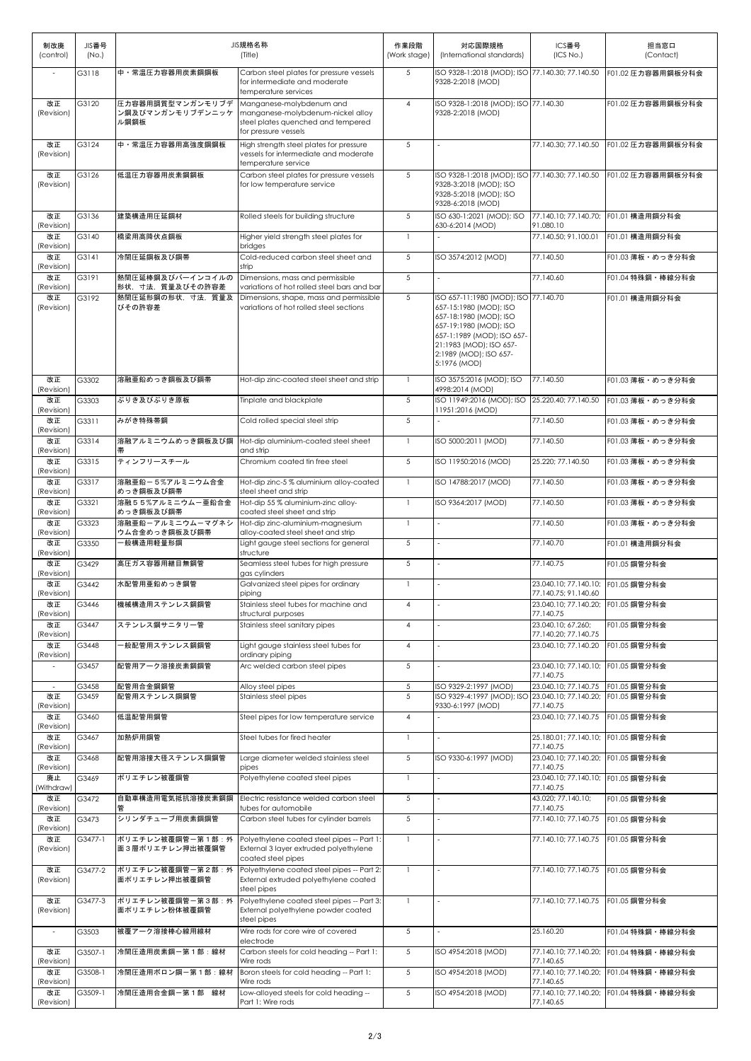| 制改廃 (control) | JIS番号 (No.) | JIS規格名称 (Title) | | 作業段階 (Work stage) | 対応国際規格 (International standards) | ICS番号 (ICS No.) | 担当窓口 (Contact) |
|---|---|---|---|---|---|---|---|
| - | G3118 | 中・常温圧力容器用炭素鋼鋼板 | Carbon steel plates for pressure vessels for intermediate and moderate temperature services | 5 | ISO 9328-1:2018 (MOD); ISO 9328-2:2018 (MOD) | 77.140.30; 77.140.50 | F01.02 圧力容器用鋼板分科会 |
| 改正 (Revision) | G3120 | 圧力容器用調質型マンガンモリブデン鋼及びマンガンモリブデンニッケル鋼鋼板 | Manganese-molybdenum and manganese-molybdenum-nickel alloy steel plates quenched and tempered for pressure vessels | 4 | ISO 9328-1:2018 (MOD); ISO 9328-2:2018 (MOD) | 77.140.30 | F01.02 圧力容器用鋼板分科会 |
| 改正 (Revision) | G3124 | 中・常温圧力容器用高強度鋼鋼板 | High strength steel plates for pressure vessels for intermediate and moderate temperature service | 5 | - | 77.140.30; 77.140.50 | F01.02 圧力容器用鋼板分科会 |
| 改正 (Revision) | G3126 | 低温圧力容器用炭素鋼鋼板 | Carbon steel plates for pressure vessels for low temperature service | 5 | ISO 9328-1:2018 (MOD); ISO 9328-3:2018 (MOD); ISO 9328-5:2018 (MOD); ISO 9328-6:2018 (MOD) | 77.140.30; 77.140.50 | F01.02 圧力容器用鋼板分科会 |
| 改正 (Revision) | G3136 | 建築構造用圧延鋼材 | Rolled steels for building structure | 5 | ISO 630-1:2021 (MOD); ISO 630-6:2014 (MOD) | 77.140.10; 77.140.70; 91.080.10 | F01.01 構造用鋼分科会 |
| 改正 (Revision) | G3140 | 橋梁用高降伏点鋼板 | Higher yield strength steel plates for bridges | 1 | - | 77.140.50; 91.100.01 | F01.01 構造用鋼分科会 |
| 改正 (Revision) | G3141 | 冷間圧延鋼板及び鋼帯 | Cold-reduced carbon steel sheet and strip | 5 | ISO 3574:2012 (MOD) | 77.140.50 | F01.03 薄板・めっき分科会 |
| 改正 (Revision) | G3191 | 熱間圧延棒鋼及びバーインコイルの形状，寸法，質量及びその許容差 | Dimensions, mass and permissible variations of hot rolled steel bars and bar | 5 | - | 77.140.60 | F01.04 特殊鋼・棒線分科会 |
| 改正 (Revision) | G3192 | 熱間圧延形鋼の形状，寸法，質量及びその許容差 | Dimensions, shape, mass and permissible variations of hot rolled steel sections | 5 | ISO 657-11:1980 (MOD); ISO 657-15:1980 (MOD); ISO 657-18:1980 (MOD); ISO 657-19:1980 (MOD); ISO 657-1:1989 (MOD); ISO 657-21:1983 (MOD); ISO 657-2:1989 (MOD); ISO 657-5:1976 (MOD) | 77.140.70 | F01.01 構造用鋼分科会 |
| 改正 (Revision) | G3302 | 溶融亜鉛めっき鋼板及び鋼帯 | Hot-dip zinc-coated steel sheet and strip | 1 | ISO 3575:2016 (MOD); ISO 4998:2014 (MOD) | 77.140.50 | F01.03 薄板・めっき分科会 |
| 改正 (Revision) | G3303 | ぶりき及びぶりき原板 | Tinplate and blackplate | 5 | ISO 11949:2016 (MOD); ISO 11951:2016 (MOD) | 25.220.40; 77.140.50 | F01.03 薄板・めっき分科会 |
| 改正 (Revision) | G3311 | みがき特殊帯鋼 | Cold rolled special steel strip | 5 | - | 77.140.50 | F01.03 薄板・めっき分科会 |
| 改正 (Revision) | G3314 | 溶融アルミニウムめっき鋼板及び鋼帯 | Hot-dip aluminium-coated steel sheet and strip | 1 | ISO 5000:2011 (MOD) | 77.140.50 | F01.03 薄板・めっき分科会 |
| 改正 (Revision) | G3315 | ティンフリースチール | Chromium coated tin free steel | 5 | ISO 11950:2016 (MOD) | 25.220; 77.140.50 | F01.03 薄板・めっき分科会 |
| 改正 (Revision) | G3317 | 溶融亜鉛－５%アルミニウム合金めっき鋼板及び鋼帯 | Hot-dip zinc-5 % aluminium alloy-coated steel sheet and strip | 1 | ISO 14788:2017 (MOD) | 77.140.50 | F01.03 薄板・めっき分科会 |
| 改正 (Revision) | G3321 | 溶融５５%アルミニウム－亜鉛合金めっき鋼板及び鋼帯 | Hot-dip 55 % aluminium-zinc alloy-coated steel sheet and strip | 1 | ISO 9364:2017 (MOD) | 77.140.50 | F01.03 薄板・めっき分科会 |
| 改正 (Revision) | G3323 | 溶融亜鉛－アルミニウム－マグネシウム合金めっき鋼板及び鋼帯 | Hot-dip zinc-aluminium-magnesium alloy-coated steel sheet and strip | 1 | - | 77.140.50 | F01.03 薄板・めっき分科会 |
| 改正 (Revision) | G3350 | 一般構造用軽量形鋼 | Light gauge steel sections for general structure | 5 | - | 77.140.70 | F01.01 構造用鋼分科会 |
| 改正 (Revision) | G3429 | 高圧ガス容器用継目無鋼管 | Seamless steel tubes for high pressure gas cylinders | 5 | - | 77.140.75 | F01.05 鋼管分科会 |
| 改正 (Revision) | G3442 | 水配管用亜鉛めっき鋼管 | Galvanized steel pipes for ordinary piping | 1 | - | 23.040.10; 77.140.10; 77.140.75; 91.140.60 | F01.05 鋼管分科会 |
| 改正 (Revision) | G3446 | 機械構造用ステンレス鋼鋼管 | Stainless steel tubes for machine and structural purposes | 4 | - | 23.040.10; 77.140.20; 77.140.75 | F01.05 鋼管分科会 |
| 改正 (Revision) | G3447 | ステンレス鋼サニタリー管 | Stainless steel sanitary pipes | 4 | - | 23.040.10; 67.260; 77.140.20; 77.140.75 | F01.05 鋼管分科会 |
| 改正 (Revision) | G3448 | 一般配管用ステンレス鋼鋼管 | Light gauge stainless steel tubes for ordinary piping | 4 | - | 23.040.10; 77.140.20 | F01.05 鋼管分科会 |
| - | G3457 | 配管用アーク溶接炭素鋼鋼管 | Arc welded carbon steel pipes | 5 | - | 23.040.10; 77.140.10; 77.140.75 | F01.05 鋼管分科会 |
| - | G3458 | 配管用合金鋼鋼管 | Alloy steel pipes | 5 | ISO 9329-2:1997 (MOD) | 23.040.10; 77.140.75 | F01.05 鋼管分科会 |
| 改正 (Revision) | G3459 | 配管用ステンレス鋼鋼管 | Stainless steel pipes | 5 | ISO 9329-4:1997 (MOD); ISO 9330-6:1997 (MOD) | 23.040.10; 77.140.20; 77.140.75 | F01.05 鋼管分科会 |
| 改正 (Revision) | G3460 | 低温配管用鋼管 | Steel pipes for low temperature service | 4 | - | 23.040.10; 77.140.75 | F01.05 鋼管分科会 |
| 改正 (Revision) | G3467 | 加熱炉用鋼管 | Steel tubes for fired heater | 1 | - | 25.180.01; 77.140.10; 77.140.75 | F01.05 鋼管分科会 |
| 改正 (Revision) | G3468 | 配管用溶接大径ステンレス鋼鋼管 | Large diameter welded stainless steel pipes | 5 | ISO 9330-6:1997 (MOD) | 23.040.10; 77.140.20; 77.140.75 | F01.05 鋼管分科会 |
| 廃止 (Withdraw) | G3469 | ポリエチレン被覆鋼管 | Polyethylene coated steel pipes | 1 | - | 23.040.10; 77.140.10; 77.140.75 | F01.05 鋼管分科会 |
| 改正 (Revision) | G3472 | 自動車構造用電気抵抗溶接炭素鋼鋼管 | Electric resistance welded carbon steel tubes for automobile | 5 | - | 43.020; 77.140.10; 77.140.75 | F01.05 鋼管分科会 |
| 改正 (Revision) | G3473 | シリンダチューブ用炭素鋼鋼管 | Carbon steel tubes for cylinder barrels | 5 | - | 77.140.10; 77.140.75 | F01.05 鋼管分科会 |
| 改正 (Revision) | G3477-1 | ポリエチレン被覆鋼管－第１部：外面３層ポリエチレン押出被覆鋼管 | Polyethylene coated steel pipes -- Part 1: External 3 layer extruded polyethylene coated steel pipes | 1 | - | 77.140.10; 77.140.75 | F01.05 鋼管分科会 |
| 改正 (Revision) | G3477-2 | ポリエチレン被覆鋼管－第２部：外面ポリエチレン押出被覆鋼管 | Polyethylene coated steel pipes -- Part 2: External extruded polyethylene coated steel pipes | 1 | - | 77.140.10; 77.140.75 | F01.05 鋼管分科会 |
| 改正 (Revision) | G3477-3 | ポリエチレン被覆鋼管－第３部：外面ポリエチレン粉体被覆鋼管 | Polyethylene coated steel pipes -- Part 3: External polyethylene powder coated steel pipes | 1 | - | 77.140.10; 77.140.75 | F01.05 鋼管分科会 |
| - | G3503 | 被覆アーク溶接棒心線用線材 | Wire rods for core wire of covered electrode | 5 | - | 25.160.20 | F01.04 特殊鋼・棒線分科会 |
| 改正 (Revision) | G3507-1 | 冷間圧造用炭素鋼－第１部：線材 | Carbon steels for cold heading -- Part 1: Wire rods | 5 | ISO 4954:2018 (MOD) | 77.140.10; 77.140.20; 77.140.65 | F01.04 特殊鋼・棒線分科会 |
| 改正 (Revision) | G3508-1 | 冷間圧造用ボロン鋼－第１部：線材 | Boron steels for cold heading -- Part 1: Wire rods | 5 | ISO 4954:2018 (MOD) | 77.140.10; 77.140.20; 77.140.65 | F01.04 特殊鋼・棒線分科会 |
| 改正 (Revision) | G3509-1 | 冷間圧造用合金鋼－第１部　線材 | Low-alloyed steels for cold heading -- Part 1: Wire rods | 5 | ISO 4954:2018 (MOD) | 77.140.10; 77.140.20; 77.140.65 | F01.04 特殊鋼・棒線分科会 |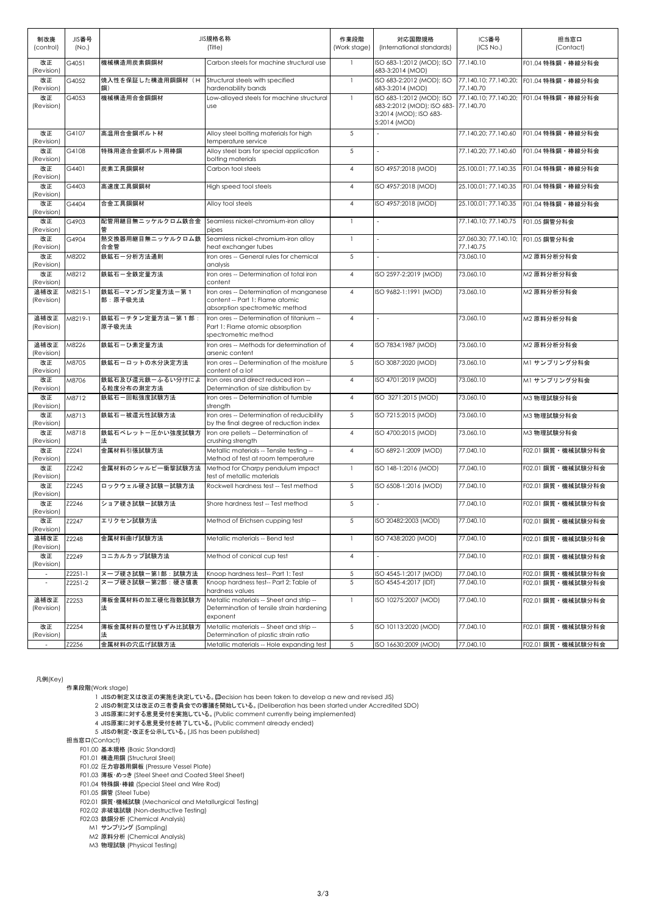| 制改廃 (control) | JIS番号 (No.) | JIS規格名称 (Title) | | 作業段階 (Work stage) | 対応国際規格 (International standards) | ICS番号 (ICS No.) | 担当窓口 (Contact) |
|---|---|---|---|---|---|---|---|
| 改正 (Revision) | G4051 | 機械構造用炭素鋼鋼材 | Carbon steels for machine structural use | 1 | ISO 683-1:2012 (MOD); ISO 683-3:2014 (MOD) | 77.140.10 | F01.04 特殊鋼・棒線分科会 |
| 改正 (Revision) | G4052 | 焼入性を保証した構造用鋼鋼材（H鋼） | Structural steels with specified hardenability bands | 1 | ISO 683-2:2012 (MOD); ISO 683-3:2014 (MOD) | 77.140.10; 77.140.20; 77.140.70 | F01.04 特殊鋼・棒線分科会 |
| 改正 (Revision) | G4053 | 機械構造用合金鋼鋼材 | Low-alloyed steels for machine structural use | 1 | ISO 683-1:2012 (MOD); ISO 683-2:2012 (MOD); ISO 683-3:2014 (MOD); ISO 683-5:2014 (MOD) | 77.140.10; 77.140.20; 77.140.70 | F01.04 特殊鋼・棒線分科会 |
| 改正 (Revision) | G4107 | 高温用合金鋼ボルト材 | Alloy steel bolting materials for high temperature service | 5 | - | 77.140.20; 77.140.60 | F01.04 特殊鋼・棒線分科会 |
| 改正 (Revision) | G4108 | 特殊用途合金鋼ボルト用棒鋼 | Alloy steel bars for special application bolting materials | 5 | - | 77.140.20; 77.140.60 | F01.04 特殊鋼・棒線分科会 |
| 改正 (Revision) | G4401 | 炭素工具鋼鋼材 | Carbon tool steels | 4 | ISO 4957:2018 (MOD) | 25.100.01; 77.140.35 | F01.04 特殊鋼・棒線分科会 |
| 改正 (Revision) | G4403 | 高速度工具鋼鋼材 | High speed tool steels | 4 | ISO 4957:2018 (MOD) | 25.100.01; 77.140.35 | F01.04 特殊鋼・棒線分科会 |
| 改正 (Revision) | G4404 | 合金工具鋼鋼材 | Alloy tool steels | 4 | ISO 4957:2018 (MOD) | 25.100.01; 77.140.35 | F01.04 特殊鋼・棒線分科会 |
| 改正 (Revision) | G4903 | 配管用継目無ニッケルクロム鉄合金管 | Seamless nickel-chromium-iron alloy pipes | 1 | - | 77.140.10; 77.140.75 | F01.05 鋼管分科会 |
| 改正 (Revision) | G4904 | 熱交換器用継目無ニッケルクロム鉄合金管 | Seamless nickel-chromium-iron alloy heat exchanger tubes | 1 | - | 27.060.30; 77.140.10; 77.140.75 | F01.05 鋼管分科会 |
| 改正 (Revision) | M8202 | 鉄鉱石－分析方法通則 | Iron ores -- General rules for chemical analysis | 5 | - | 73.060.10 | M2 原料分析分科会 |
| 改正 (Revision) | M8212 | 鉄鉱石－全鉄定量方法 | Iron ores -- Determination of total iron content | 4 | ISO 2597-2:2019 (MOD) | 73.060.10 | M2 原料分析分科会 |
| 追補改正 (Revision) | M8215-1 | 鉄鉱石―マンガン定量方法－第１部：原子吸光法 | Iron ores -- Determination of manganese content -- Part 1: Flame atomic absorption spectrometric method | 4 | ISO 9682-1:1991 (MOD) | 73.060.10 | M2 原料分析分科会 |
| 追補改正 (Revision) | M8219-1 | 鉄鉱石－チタン定量方法－第１部：原子吸光法 | Iron ores -- Determination of titanium -- Part 1: Flame atomic absorption spectrometric method | 4 | - | 73.060.10 | M2 原料分析分科会 |
| 追補改正 (Revision) | M8226 | 鉄鉱石－ひ素定量方法 | Iron ores -- Methods for determination of arsenic content | 4 | ISO 7834:1987 (MOD) | 73.060.10 | M2 原料分析分科会 |
| 改正 (Revision) | M8705 | 鉄鉱石－ロットの水分決定方法 | Iron ores -- Determination of the moisture content of a lot | 5 | ISO 3087:2020 (MOD) | 73.060.10 | M1 サンプリング分科会 |
| 改正 (Revision) | M8706 | 鉄鉱石及び還元鉄－ふるい分けによる粒度分布の測定方法 | Iron ores and direct reduced iron -- Determination of size distribution by | 4 | ISO 4701:2019 (MOD) | 73.060.10 | M1 サンプリング分科会 |
| 改正 (Revision) | M8712 | 鉄鉱石－回転強度試験方法 | Iron ores -- Determination of tumble strength | 4 | ISO 3271:2015 (MOD) | 73.060.10 | M3 物理試験分科会 |
| 改正 (Revision) | M8713 | 鉄鉱石－被還元性試験方法 | Iron ores -- Determination of reducibility by the final degree of reduction index | 5 | ISO 7215:2015 (MOD) | 73.060.10 | M3 物理試験分科会 |
| 改正 (Revision) | M8718 | 鉄鉱石ペレット－圧かい強度試験方法 | Iron ore pellets -- Determination of crushing strength | 4 | ISO 4700:2015 (MOD) | 73.060.10 | M3 物理試験分科会 |
| 改正 (Revision) | Z2241 | 金属材料引張試験方法 | Metallic materials -- Tensile testing -- Method of test at room temperature | 4 | ISO 6892-1:2009 (MOD) | 77.040.10 | F02.01 鋼質・機械試験分科会 |
| 改正 (Revision) | Z2242 | 金属材料のシャルピー衝撃試験方法 | Method for Charpy pendulum impact test of metallic materials | 1 | ISO 148-1:2016 (MOD) | 77.040.10 | F02.01 鋼質・機械試験分科会 |
| 改正 (Revision) | Z2245 | ロックウェル硬さ試験－試験方法 | Rockwell hardness test -- Test method | 5 | ISO 6508-1:2016 (MOD) | 77.040.10 | F02.01 鋼質・機械試験分科会 |
| 改正 (Revision) | Z2246 | ショア硬さ試験－試験方法 | Shore hardness test -- Test method | 5 | - | 77.040.10 | F02.01 鋼質・機械試験分科会 |
| 改正 (Revision) | Z2247 | エリクセン試験方法 | Method of Erichsen cupping test | 5 | ISO 20482:2003 (MOD) | 77.040.10 | F02.01 鋼質・機械試験分科会 |
| 追補改正 (Revision) | Z2248 | 金属材料曲げ試験方法 | Metallic materials -- Bend test | 1 | ISO 7438:2020 (MOD) | 77.040.10 | F02.01 鋼質・機械試験分科会 |
| 改正 (Revision) | Z2249 | コニカルカップ試験方法 | Method of conical cup test | 4 | - | 77.040.10 | F02.01 鋼質・機械試験分科会 |
| - | Z2251-1 | ヌープ硬さ試験－第1部：試験方法 | Knoop hardness test-- Part 1: Test | 5 | ISO 4545-1:2017 (MOD) | 77.040.10 | F02.01 鋼質・機械試験分科会 |
| - | Z2251-2 | ヌープ硬さ試験－第2部：硬さ値表 | Knoop hardness test-- Part 2: Table of hardness values | 5 | ISO 4545-4:2017 (IDT) | 77.040.10 | F02.01 鋼質・機械試験分科会 |
| 追補改正 (Revision) | Z2253 | 薄板金属材料の加工硬化指数試験方法 | Metallic materials -- Sheet and strip -- Determination of tensile strain hardening exponent | 1 | ISO 10275:2007 (MOD) | 77.040.10 | F02.01 鋼質・機械試験分科会 |
| 改正 (Revision) | Z2254 | 薄板金属材料の塑性ひずみ比試験方法 | Metallic materials -- Sheet and strip -- Determination of plastic strain ratio | 5 | ISO 10113:2020 (MOD) | 77.040.10 | F02.01 鋼質・機械試験分科会 |
| - | Z2256 | 金属材料の穴広げ試験方法 | Metallic materials -- Hole expanding test | 5 | ISO 16630:2009 (MOD) | 77.040.10 | F02.01 鋼質・機械試験分科会 |

凡例(Key)

作業段階(Work stage)

1 JISの制定又は改正の実施を決定している。(Decision has been taken to develop a new and revised JIS)
2 JISの制定又は改正の三者委員会での審議を開始している。(Deliberation has been started under Accredited SDO)
3 JIS原案に対する意見受付を実施している。(Public comment currently being implemented)
4 JIS原案に対する意見受付を終了している。(Public comment already ended)
5 JISの制定・改正を公示している。(JIS has been published)

担当窓口(Contact)

F01.00 基本規格 (Basic Standard)
F01.01 構造用鋼 (Structural Steel)
F01.02 圧力容器用鋼板 (Pressure Vessel Plate)
F01.03 薄板･めっき (Steel Sheet and Coated Steel Sheet)
F01.04 特殊鋼･棒線 (Special Steel and Wire Rod)
F01.05 鋼管 (Steel Tube)
F02.01 鋼質･機械試験 (Mechanical and Metallurgical Testing)
F02.02 非破壊試験 (Non-destructive Testing)
F02.03 鉄鋼分析 (Chemical Analysis)
M1 サンプリング (Sampling)
M2 原料分析 (Chemical Analysis)
M3 物理試験 (Physical Testing)